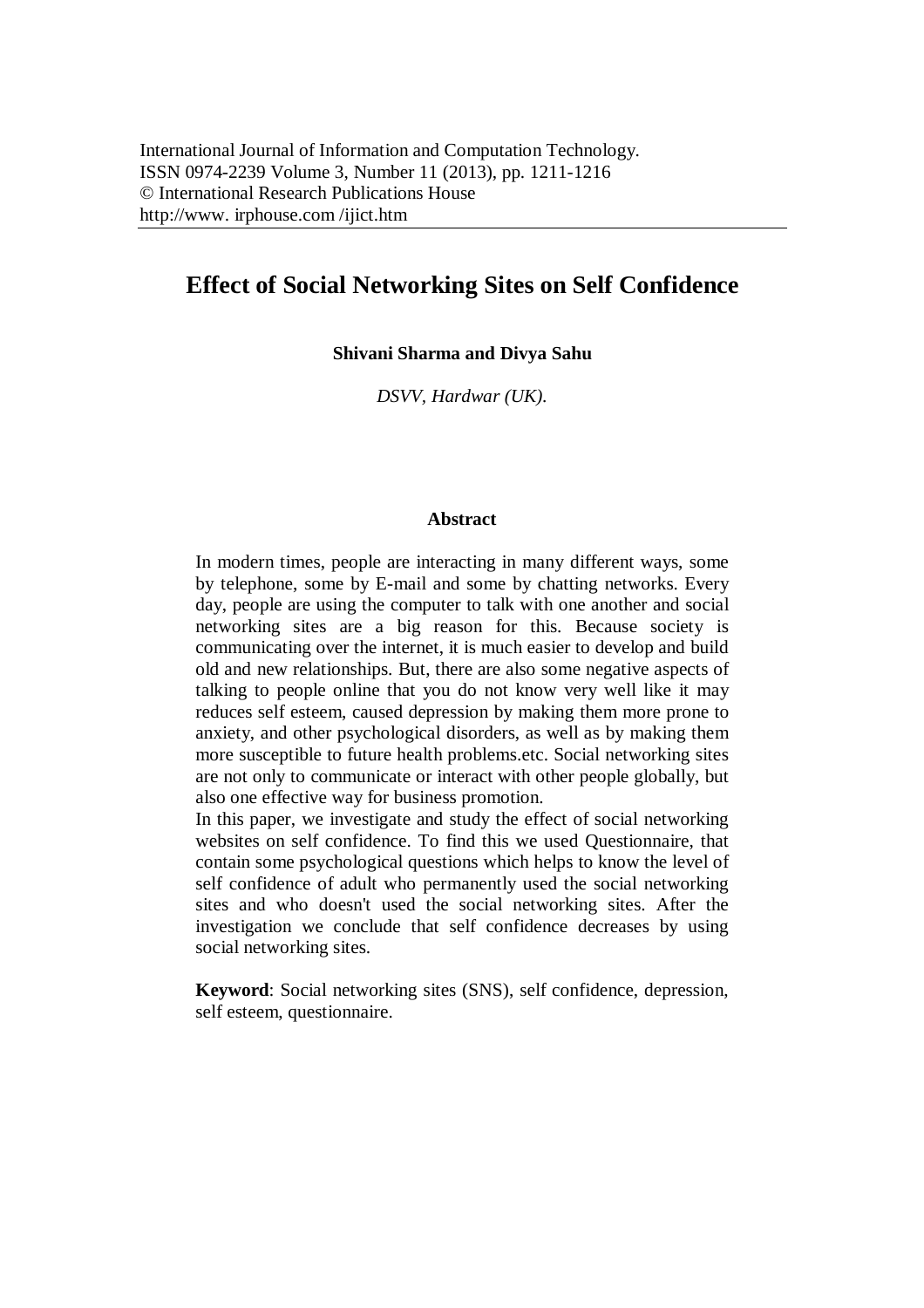International Journal of Information and Computation Technology.
ISSN 0974-2239 Volume 3, Number 11 (2013), pp. 1211-1216
© International Research Publications House
http://www. irphouse.com /ijict.htm

# Effect of Social Networking Sites on Self Confidence

**Shivani Sharma and Divya Sahu**

*DSVV, Hardwar (UK).*

## Abstract

In modern times, people are interacting in many different ways, some by telephone, some by E-mail and some by chatting networks. Every day, people are using the computer to talk with one another and social networking sites are a big reason for this. Because society is communicating over the internet, it is much easier to develop and build old and new relationships. But, there are also some negative aspects of talking to people online that you do not know very well like it may reduces self esteem, caused depression by making them more prone to anxiety, and other psychological disorders, as well as by making them more susceptible to future health problems.etc. Social networking sites are not only to communicate or interact with other people globally, but also one effective way for business promotion.

In this paper, we investigate and study the effect of social networking websites on self confidence. To find this we used Questionnaire, that contain some psychological questions which helps to know the level of self confidence of adult who permanently used the social networking sites and who doesn't used the social networking sites. After the investigation we conclude that self confidence decreases by using social networking sites.

**Keyword**: Social networking sites (SNS), self confidence, depression, self esteem, questionnaire.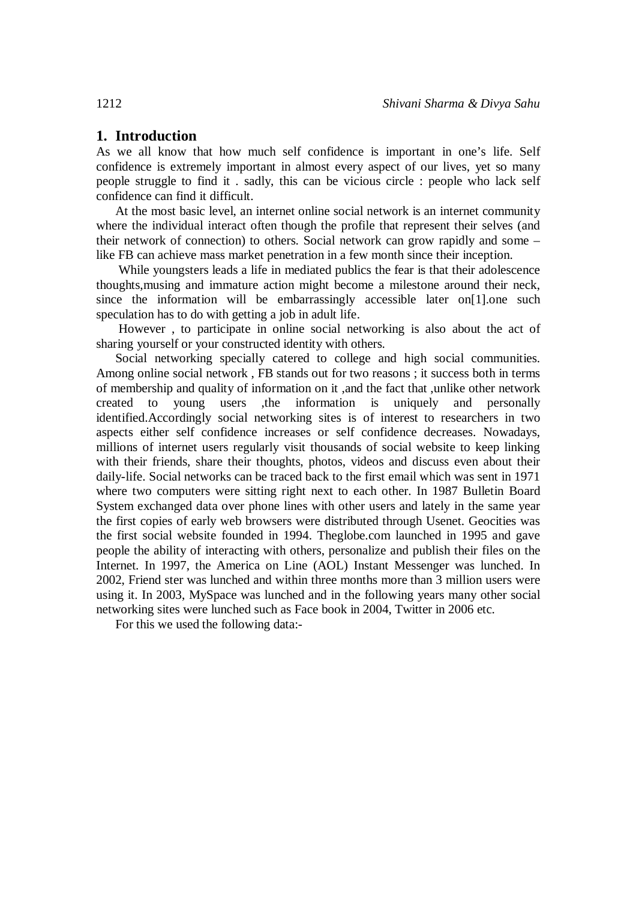## 1. Introduction

As we all know that how much self confidence is important in one's life. Self confidence is extremely important in almost every aspect of our lives, yet so many people struggle to find it . sadly, this can be vicious circle : people who lack self confidence can find it difficult.

At the most basic level, an internet online social network is an internet community where the individual interact often though the profile that represent their selves (and their network of connection) to others. Social network can grow rapidly and some – like FB can achieve mass market penetration in a few month since their inception.

While youngsters leads a life in mediated publics the fear is that their adolescence thoughts,musing and immature action might become a milestone around their neck, since the information will be embarrassingly accessible later on[1].one such speculation has to do with getting a job in adult life.

However , to participate in online social networking is also about the act of sharing yourself or your constructed identity with others.

Social networking specially catered to college and high social communities. Among online social network , FB stands out for two reasons ; it success both in terms of membership and quality of information on it ,and the fact that ,unlike other network created to young users ,the information is uniquely and personally identified.Accordingly social networking sites is of interest to researchers in two aspects either self confidence increases or self confidence decreases. Nowadays, millions of internet users regularly visit thousands of social website to keep linking with their friends, share their thoughts, photos, videos and discuss even about their daily-life. Social networks can be traced back to the first email which was sent in 1971 where two computers were sitting right next to each other. In 1987 Bulletin Board System exchanged data over phone lines with other users and lately in the same year the first copies of early web browsers were distributed through Usenet. Geocities was the first social website founded in 1994. Theglobe.com launched in 1995 and gave people the ability of interacting with others, personalize and publish their files on the Internet. In 1997, the America on Line (AOL) Instant Messenger was lunched. In 2002, Friend ster was lunched and within three months more than 3 million users were using it. In 2003, MySpace was lunched and in the following years many other social networking sites were lunched such as Face book in 2004, Twitter in 2006 etc.

For this we used the following data:-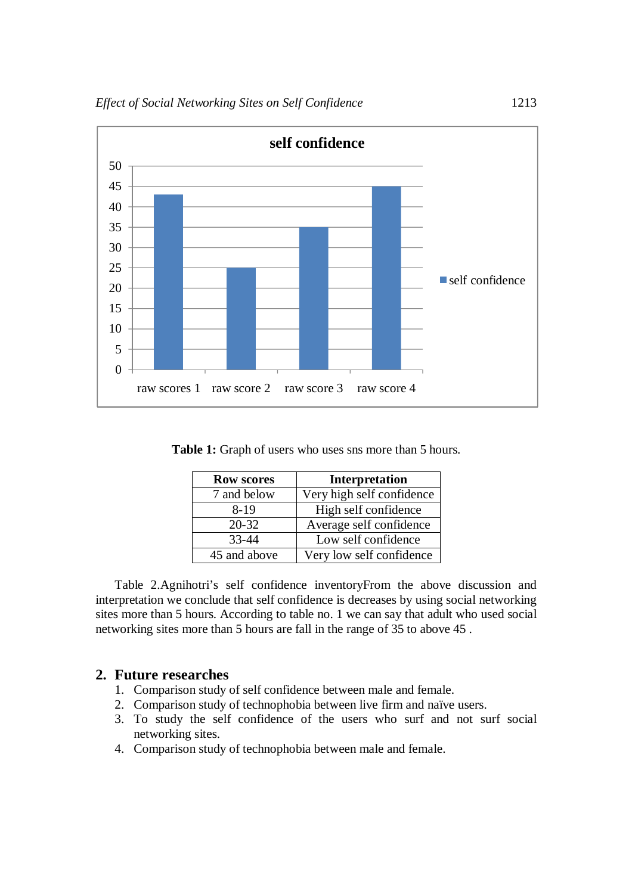**Table 1:** Graph of users who uses sns more than 5 hours.

| Row scores | Interpretation |
|---|---|
| 7 and below | Very high self confidence |
| 8-19 | High self confidence |
| 20-32 | Average self confidence |
| 33-44 | Low self confidence |
| 45 and above | Very low self confidence |

Table 2.Agnihotri's self confidence inventoryFrom the above discussion and interpretation we conclude that self confidence is decreases by using social networking sites more than 5 hours. According to table no. 1 we can say that adult who used social networking sites more than 5 hours are fall in the range of 35 to above 45 .

## 2. Future researches

1. Comparison study of self confidence between male and female.
2. Comparison study of technophobia between live firm and naïve users.
3. To study the self confidence of the users who surf and not surf social networking sites.
4. Comparison study of technophobia between male and female.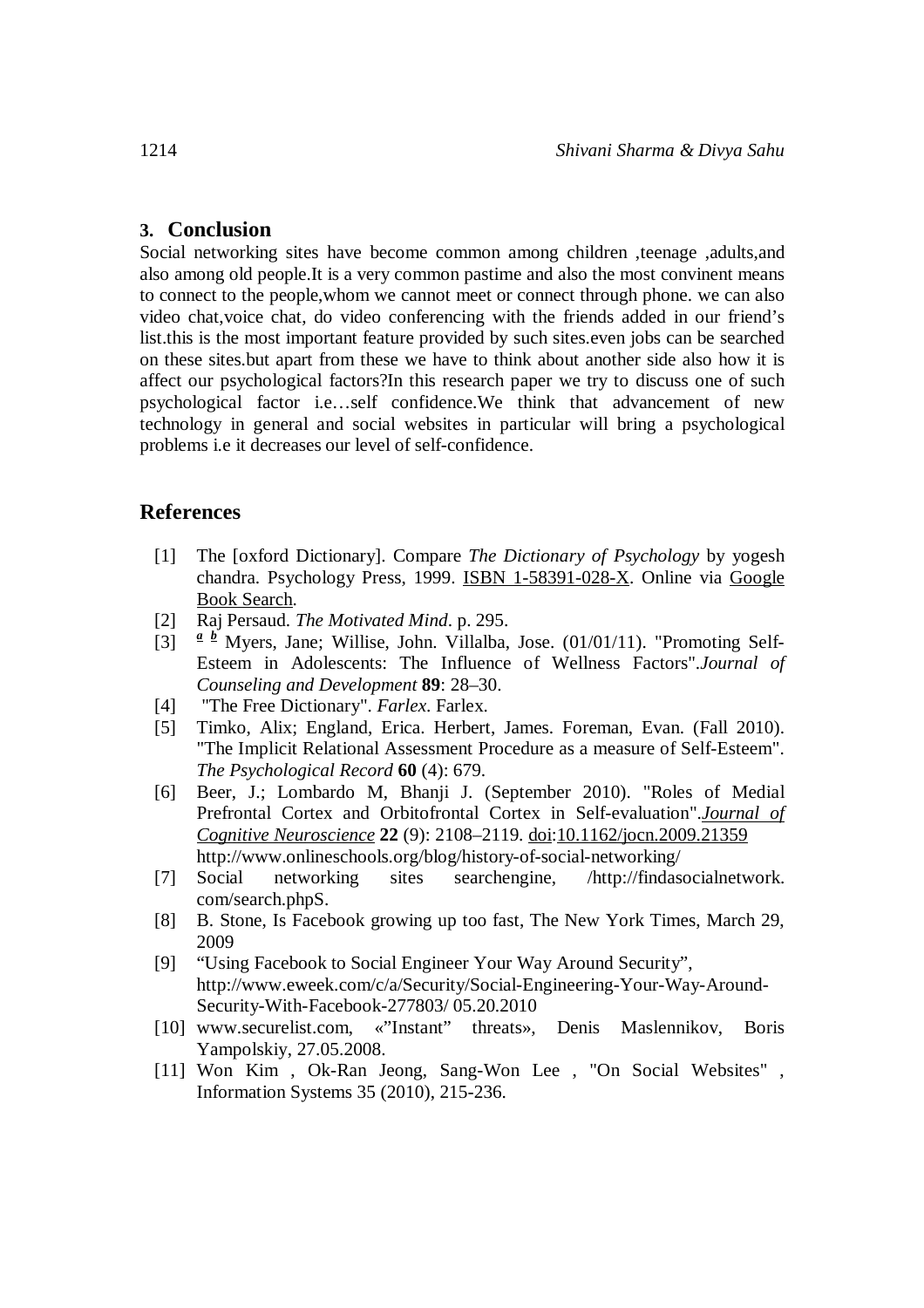## 3. Conclusion

Social networking sites have become common among children ,teenage ,adults,and also among old people.It is a very common pastime and also the most convinent means to connect to the people,whom we cannot meet or connect through phone. we can also video chat,voice chat, do video conferencing with the friends added in our friend's list.this is the most important feature provided by such sites.even jobs can be searched on these sites.but apart from these we have to think about another side also how it is affect our psychological factors?In this research paper we try to discuss one of such psychological factor i.e…self confidence.We think that advancement of new technology in general and social websites in particular will bring a psychological problems i.e it decreases our level of self-confidence.

## References

[1] The [oxford Dictionary]. Compare *The Dictionary of Psychology* by yogesh chandra. Psychology Press, 1999. ISBN 1-58391-028-X. Online via Google Book Search.

[2] Raj Persaud. *The Motivated Mind*. p. 295.

[3] [a] [b] Myers, Jane; Willise, John. Villalba, Jose. (01/01/11). "Promoting Self-Esteem in Adolescents: The Influence of Wellness Factors".*Journal of Counseling and Development* **89**: 28–30.

[4] "The Free Dictionary". *Farlex*. Farlex.

[5] Timko, Alix; England, Erica. Herbert, James. Foreman, Evan. (Fall 2010). "The Implicit Relational Assessment Procedure as a measure of Self-Esteem". *The Psychological Record* **60** (4): 679.

[6] Beer, J.; Lombardo M, Bhanji J. (September 2010). "Roles of Medial Prefrontal Cortex and Orbitofrontal Cortex in Self-evaluation".*Journal of Cognitive Neuroscience* **22** (9): 2108–2119. doi:10.1162/jocn.2009.21359 http://www.onlineschools.org/blog/history-of-social-networking/

[7] Social networking sites searchengine, /http://findasocialnetwork.com/search.phpS.

[8] B. Stone, Is Facebook growing up too fast, The New York Times, March 29, 2009

[9] "Using Facebook to Social Engineer Your Way Around Security", http://www.eweek.com/c/a/Security/Social-Engineering-Your-Way-Around-Security-With-Facebook-277803/ 05.20.2010

[10] www.securelist.com, «"Instant" threats», Denis Maslennikov, Boris Yampolskiy, 27.05.2008.

[11] Won Kim , Ok-Ran Jeong, Sang-Won Lee , "On Social Websites" , Information Systems 35 (2010), 215-236.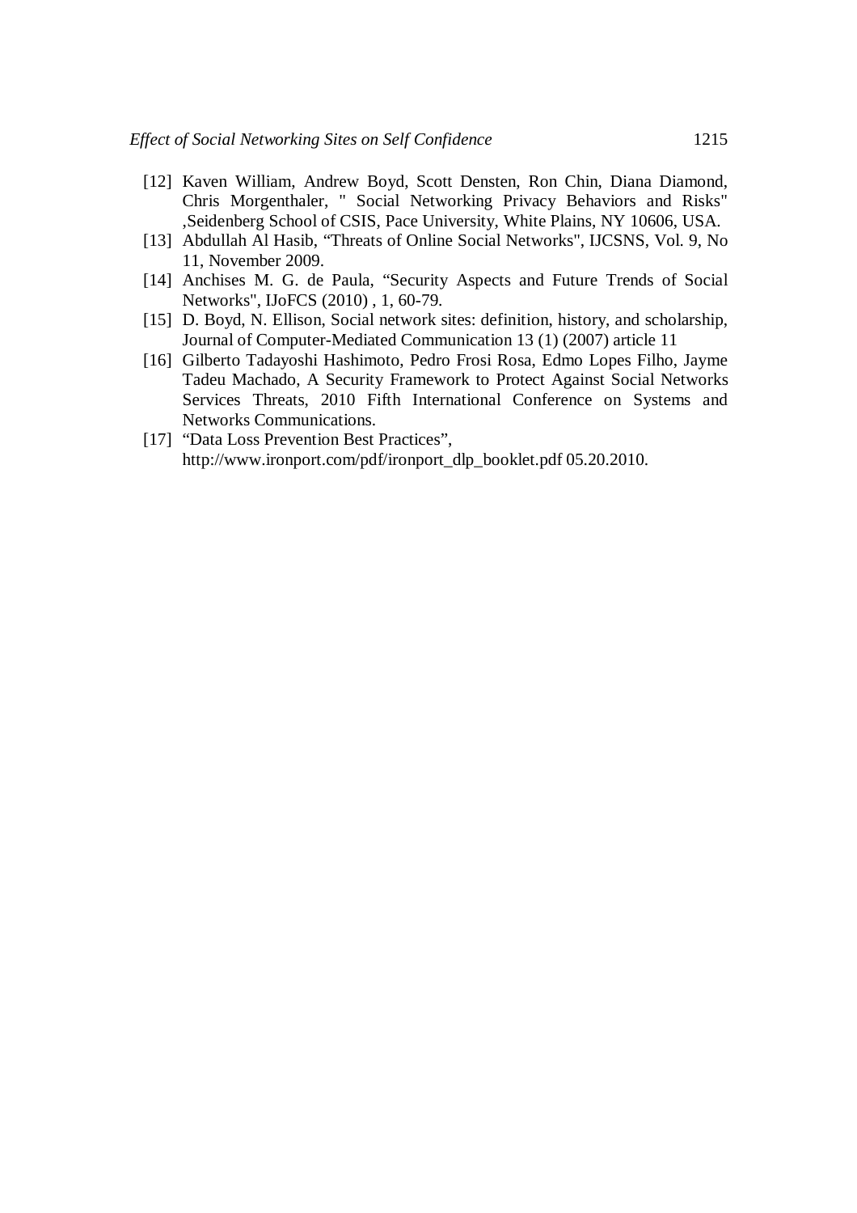[12] Kaven William, Andrew Boyd, Scott Densten, Ron Chin, Diana Diamond, Chris Morgenthaler, " Social Networking Privacy Behaviors and Risks" ,Seidenberg School of CSIS, Pace University, White Plains, NY 10606, USA.

[13] Abdullah Al Hasib, “Threats of Online Social Networks", IJCSNS, Vol. 9, No 11, November 2009.

[14] Anchises M. G. de Paula, “Security Aspects and Future Trends of Social Networks", IJoFCS (2010) , 1, 60-79.

[15] D. Boyd, N. Ellison, Social network sites: definition, history, and scholarship, Journal of Computer-Mediated Communication 13 (1) (2007) article 11

[16] Gilberto Tadayoshi Hashimoto, Pedro Frosi Rosa, Edmo Lopes Filho, Jayme Tadeu Machado, A Security Framework to Protect Against Social Networks Services Threats, 2010 Fifth International Conference on Systems and Networks Communications.

[17] “Data Loss Prevention Best Practices”, http://www.ironport.com/pdf/ironport_dlp_booklet.pdf 05.20.2010.